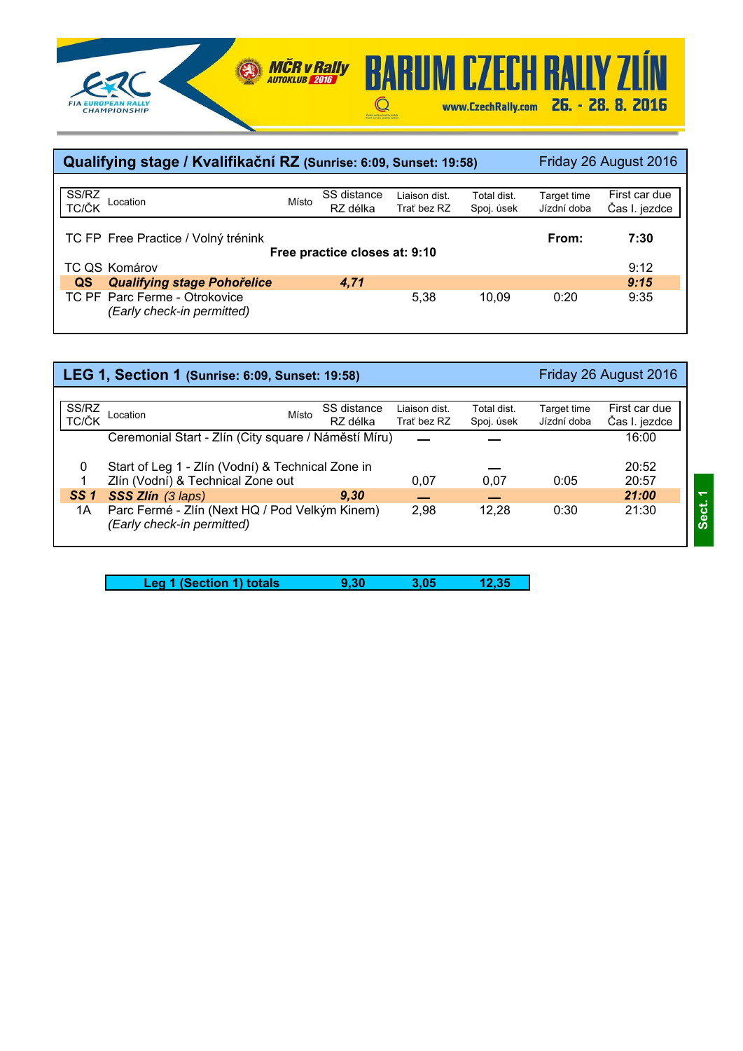BARUM CZECH RALLY ZLÍN

www.CzechRally.com 26. - 28. 8. 2016

## Qualifying stage / Kvalifikační RZ (Sunrise: 6:09, Sunset: 19:58) — Friday 26 August 2016

| SS/RZ TC/ČK | Location | Místo | SS distance RZ délka | Liaison dist. Trať bez RZ | Total dist. Spoj. úsek | Target time Jízdní doba | First car due Čas I. jezdce |
|---|---|---|---|---|---|---|---|
| TC FP | Free Practice / Volný trénink | | | | | **From:** | **7:30** |
| | | **Free practice closes at: 9:10** | | | | | |
| TC QS | Komárov | | | | | | 9:12 |
| **QS** | ***Qualifying stage Pohořelice*** | | ***4,71*** | | | | ***9:15*** |
| TC PF | Parc Ferme - Otrokovice *(Early check-in permitted)* | | | 5,38 | 10,09 | 0:20 | 9:35 |

## LEG 1, Section 1 (Sunrise: 6:09, Sunset: 19:58) — Friday 26 August 2016

| SS/RZ TC/ČK | Location | Místo | SS distance RZ délka | Liaison dist. Trať bez RZ | Total dist. Spoj. úsek | Target time Jízdní doba | First car due Čas I. jezdce |
|---|---|---|---|---|---|---|---|
| | Ceremonial Start - Zlín (City square / Náměstí Míru) | | | — | — | | 16:00 |
| 0 | Start of Leg 1 - Zlín (Vodní) & Technical Zone in | | | | — | | 20:52 |
| 1 | Zlín (Vodní) & Technical Zone out | | | 0,07 | 0,07 | 0:05 | 20:57 |
| ***SS 1*** | ***SSS Zlín*** *(3 laps)* | | ***9,30*** | — | — | | ***21:00*** |
| 1A | Parc Fermé - Zlín (Next HQ / Pod Velkým Kinem) *(Early check-in permitted)* | | | 2,98 | 12,28 | 0:30 | 21:30 |

Sect. 1

| | SS distance | Liaison dist. | Total dist. |
|---|---|---|---|
| **Leg 1 (Section 1) totals** | **9,30** | **3,05** | **12,35** |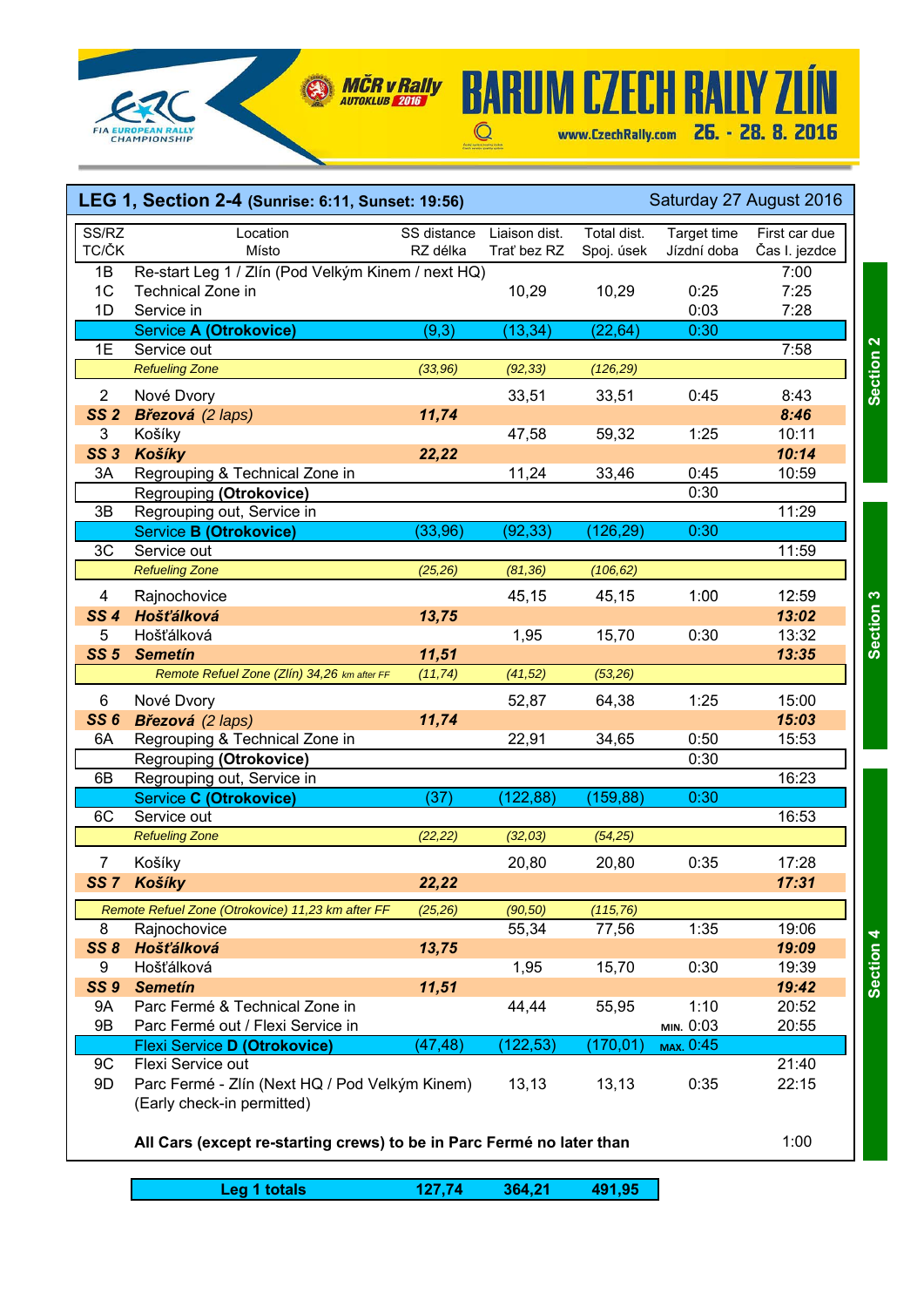# BARUM CZECH RALLY ZLÍN

MČR v Rally AUTOKLUB 2016

FIA European Rally Championship

www.CzechRally.com 26. - 28. 8. 2016

## LEG 1, Section 2-4 (Sunrise: 6:11, Sunset: 19:56) — Saturday 27 August 2016

| SS/RZ TC/ČK | Location Místo | SS distance RZ délka | Liaison dist. Trať bez RZ | Total dist. Spoj. úsek | Target time Jízdní doba | First car due Čas I. jezdce | Section |
|---|---|---|---|---|---|---|---|
| 1B | Re-start Leg 1 / Zlín (Pod Velkým Kinem / next HQ) | | | | | 7:00 | Section 2 |
| 1C | Technical Zone in | | 10,29 | 10,29 | 0:25 | 7:25 | |
| 1D | Service in | | | | 0:03 | 7:28 | |
| | **Service A (Otrokovice)** | (9,3) | (13,34) | (22,64) | 0:30 | | |
| 1E | Service out | | | | | 7:58 | |
| | *Refueling Zone* | *(33,96)* | *(92,33)* | *(126,29)* | | | |
| 2 | Nové Dvory | | 33,51 | 33,51 | 0:45 | 8:43 | |
| **SS 2** | ***Březová** (2 laps)* | ***11,74*** | | | | ***8:46*** | |
| 3 | Košíky | | 47,58 | 59,32 | 1:25 | 10:11 | |
| **SS 3** | ***Košíky*** | ***22,22*** | | | | ***10:14*** | |
| 3A | Regrouping & Technical Zone in | | 11,24 | 33,46 | 0:45 | 10:59 | |
| | Regrouping **(Otrokovice)** | | | | 0:30 | | |
| 3B | Regrouping out, Service in | | | | | 11:29 | |
| | **Service B (Otrokovice)** | (33,96) | (92,33) | (126,29) | 0:30 | | Section 3 |
| 3C | Service out | | | | | 11:59 | |
| | *Refueling Zone* | *(25,26)* | *(81,36)* | *(106,62)* | | | |
| 4 | Rajnochovice | | 45,15 | 45,15 | 1:00 | 12:59 | |
| **SS 4** | ***Hošťálková*** | ***13,75*** | | | | ***13:02*** | |
| 5 | Hošťálková | | 1,95 | 15,70 | 0:30 | 13:32 | |
| **SS 5** | ***Semetín*** | ***11,51*** | | | | ***13:35*** | |
| | *Remote Refuel Zone (Zlín) 34,26 km after FF* | *(11,74)* | *(41,52)* | *(53,26)* | | | |
| 6 | Nové Dvory | | 52,87 | 64,38 | 1:25 | 15:00 | |
| **SS 6** | ***Březová** (2 laps)* | ***11,74*** | | | | ***15:03*** | |
| 6A | Regrouping & Technical Zone in | | 22,91 | 34,65 | 0:50 | 15:53 | |
| | Regrouping **(Otrokovice)** | | | | 0:30 | | |
| 6B | Regrouping out, Service in | | | | | 16:23 | |
| | **Service C (Otrokovice)** | (37) | (122,88) | (159,88) | 0:30 | | Section 4 |
| 6C | Service out | | | | | 16:53 | |
| | *Refueling Zone* | *(22,22)* | *(32,03)* | *(54,25)* | | | |
| 7 | Košíky | | 20,80 | 20,80 | 0:35 | 17:28 | |
| **SS 7** | ***Košíky*** | ***22,22*** | | | | ***17:31*** | |
| | *Remote Refuel Zone (Otrokovice) 11,23 km after FF* | *(25,26)* | *(90,50)* | *(115,76)* | | | |
| 8 | Rajnochovice | | 55,34 | 77,56 | 1:35 | 19:06 | |
| **SS 8** | ***Hošťálková*** | ***13,75*** | | | | ***19:09*** | |
| 9 | Hošťálková | | 1,95 | 15,70 | 0:30 | 19:39 | |
| **SS 9** | ***Semetín*** | ***11,51*** | | | | ***19:42*** | |
| 9A | Parc Fermé & Technical Zone in | | 44,44 | 55,95 | 1:10 | 20:52 | |
| 9B | Parc Fermé out / Flexi Service in | | | | MIN. 0:03 | 20:55 | |
| | **Flexi Service D (Otrokovice)** | (47,48) | (122,53) | (170,01) | MAX. 0:45 | | |
| 9C | Flexi Service out | | | | | 21:40 | |
| 9D | Parc Fermé - Zlín (Next HQ / Pod Velkým Kinem) (Early check-in permitted) | | 13,13 | 13,13 | 0:35 | 22:15 | |
| | **All Cars (except re-starting crews) to be in Parc Fermé no later than** | | | | | 1:00 | |

| | SS distance | Liaison dist. | Total dist. |
|---|---|---|---|
| **Leg 1 totals** | **127,74** | **364,21** | **491,95** |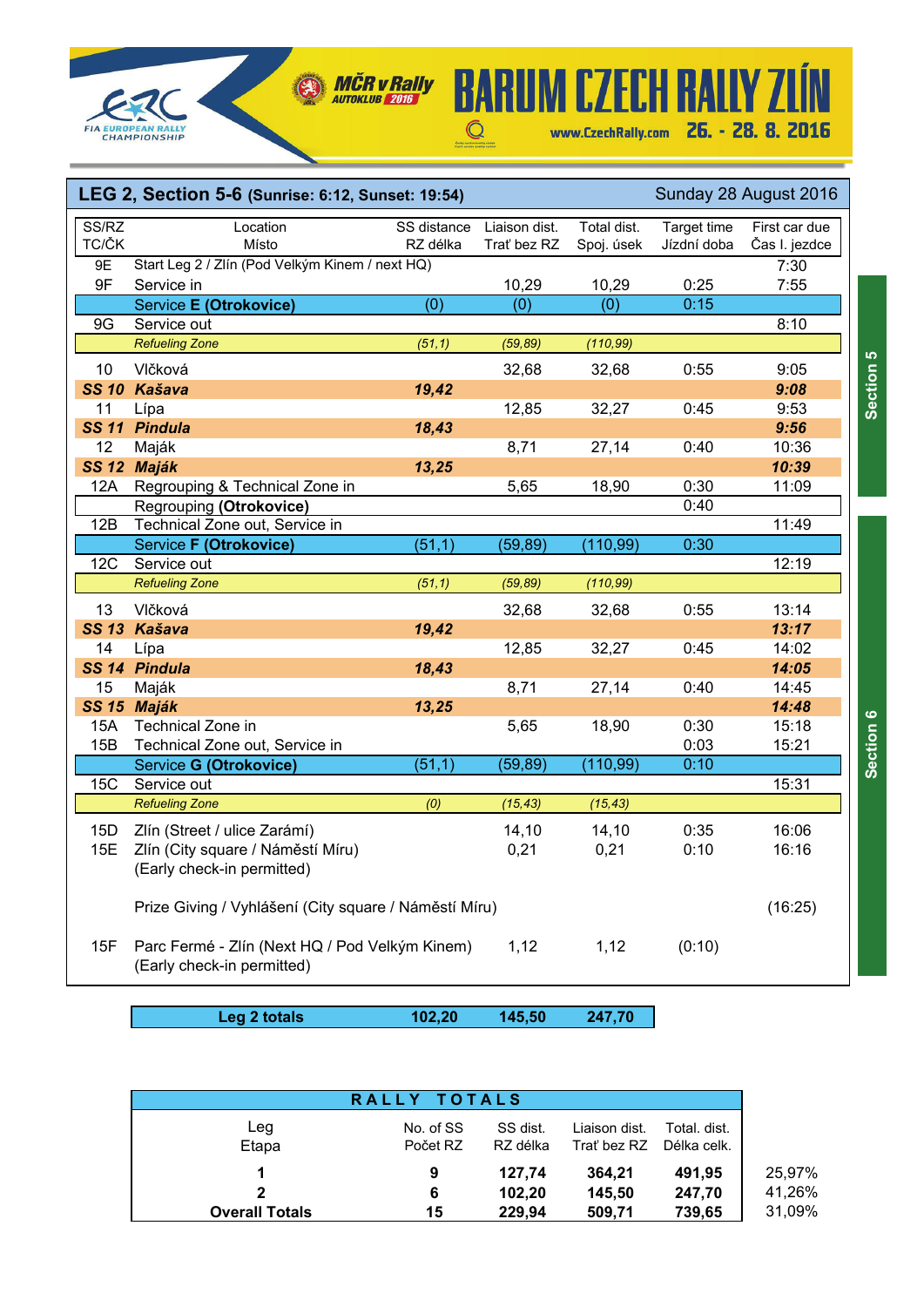BARUM CZECH RALLY ZLÍN

www.CzechRally.com 26. - 28. 8. 2016

## LEG 2, Section 5-6 (Sunrise: 6:12, Sunset: 19:54) — Sunday 28 August 2016

| SS/RZ TC/ČK | Location Místo | SS distance RZ délka | Liaison dist. Trať bez RZ | Total dist. Spoj. úsek | Target time Jízdní doba | First car due Čas I. jezdce |
|---|---|---|---|---|---|---|
| 9E | Start Leg 2 / Zlín (Pod Velkým Kinem / next HQ) | | | | | 7:30 |
| 9F | Service in | | 10,29 | 10,29 | 0:25 | 7:55 |
| | **Service E (Otrokovice)** | (0) | (0) | (0) | 0:15 | |
| 9G | Service out | | | | | 8:10 |
| | *Refueling Zone* | *(51,1)* | *(59,89)* | *(110,99)* | | |
| 10 | Vlčková | | 32,68 | 32,68 | 0:55 | 9:05 |
| ***SS 10*** | ***Kašava*** | ***19,42*** | | | | ***9:08*** |
| 11 | Lípa | | 12,85 | 32,27 | 0:45 | 9:53 |
| ***SS 11*** | ***Pindula*** | ***18,43*** | | | | ***9:56*** |
| 12 | Maják | | 8,71 | 27,14 | 0:40 | 10:36 |
| ***SS 12*** | ***Maják*** | ***13,25*** | | | | ***10:39*** |
| 12A | Regrouping & Technical Zone in | | 5,65 | 18,90 | 0:30 | 11:09 |
| | Regrouping **(Otrokovice)** | | | | 0:40 | |
| 12B | Technical Zone out, Service in | | | | | 11:49 |
| | **Service F (Otrokovice)** | (51,1) | (59,89) | (110,99) | 0:30 | |
| 12C | Service out | | | | | 12:19 |
| | *Refueling Zone* | *(51,1)* | *(59,89)* | *(110,99)* | | |
| 13 | Vlčková | | 32,68 | 32,68 | 0:55 | 13:14 |
| ***SS 13*** | ***Kašava*** | ***19,42*** | | | | ***13:17*** |
| 14 | Lípa | | 12,85 | 32,27 | 0:45 | 14:02 |
| ***SS 14*** | ***Pindula*** | ***18,43*** | | | | ***14:05*** |
| 15 | Maják | | 8,71 | 27,14 | 0:40 | 14:45 |
| ***SS 15*** | ***Maják*** | ***13,25*** | | | | ***14:48*** |
| 15A | Technical Zone in | | 5,65 | 18,90 | 0:30 | 15:18 |
| 15B | Technical Zone out, Service in | | | | 0:03 | 15:21 |
| | **Service G (Otrokovice)** | (51,1) | (59,89) | (110,99) | 0:10 | |
| 15C | Service out | | | | | 15:31 |
| | *Refueling Zone* | *(0)* | *(15,43)* | *(15,43)* | | |
| 15D | Zlín (Street / ulice Zarámí) | | 14,10 | 14,10 | 0:35 | 16:06 |
| 15E | Zlín (City square / Náměstí Míru) (Early check-in permitted) | | 0,21 | 0,21 | 0:10 | 16:16 |
| | Prize Giving / Vyhlášení (City square / Náměstí Míru) | | | | | (16:25) |
| 15F | Parc Fermé - Zlín (Next HQ / Pod Velkým Kinem) (Early check-in permitted) | | 1,12 | 1,12 | (0:10) | |

Section 5 / Section 6

| | | | |
|---|---|---|---|
| **Leg 2 totals** | **102,20** | **145,50** | **247,70** |

### RALLY TOTALS

| Leg Etapa | No. of SS Počet RZ | SS dist. RZ délka | Liaison dist. Trať bez RZ | Total. dist. Délka celk. | |
|---|---|---|---|---|---|
| **1** | **9** | **127,74** | **364,21** | **491,95** | 25,97% |
| **2** | **6** | **102,20** | **145,50** | **247,70** | 41,26% |
| **Overall Totals** | **15** | **229,94** | **509,71** | **739,65** | 31,09% |